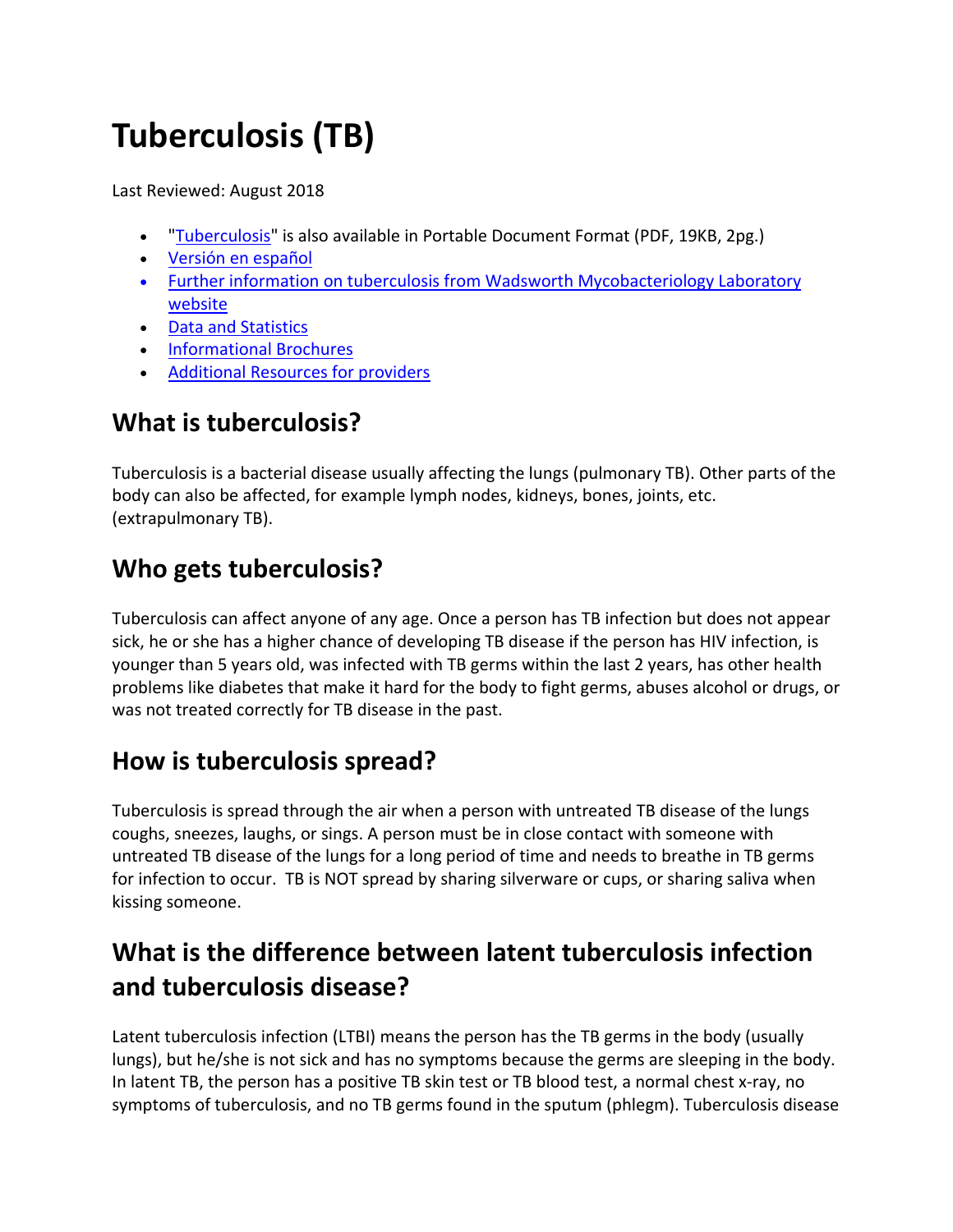# Tuberculosis (TB)

Last Reviewed: August 2018

- "Tuberculosis" is also available in Portable Document Format (PDF, 19KB, 2pg.)
- Versión en español
- Further information on tuberculosis from Wadsworth Mycobacteriology Laboratory website
- Data and Statistics
- Informational Brochures
- Additional Resources for providers

## What is tuberculosis?

Tuberculosis is a bacterial disease usually affecting the lungs (pulmonary TB). Other parts of the body can also be affected, for example lymph nodes, kidneys, bones, joints, etc. (extrapulmonary TB).

## Who gets tuberculosis?

Tuberculosis can affect anyone of any age. Once a person has TB infection but does not appear sick, he or she has a higher chance of developing TB disease if the person has HIV infection, is younger than 5 years old, was infected with TB germs within the last 2 years, has other health problems like diabetes that make it hard for the body to fight germs, abuses alcohol or drugs, or was not treated correctly for TB disease in the past.

## How is tuberculosis spread?

Tuberculosis is spread through the air when a person with untreated TB disease of the lungs coughs, sneezes, laughs, or sings. A person must be in close contact with someone with untreated TB disease of the lungs for a long period of time and needs to breathe in TB germs for infection to occur. TB is NOT spread by sharing silverware or cups, or sharing saliva when kissing someone.

## What is the difference between latent tuberculosis infection and tuberculosis disease?

Latent tuberculosis infection (LTBI) means the person has the TB germs in the body (usually lungs), but he/she is not sick and has no symptoms because the germs are sleeping in the body. In latent TB, the person has a positive TB skin test or TB blood test, a normal chest x-ray, no symptoms of tuberculosis, and no TB germs found in the sputum (phlegm). Tuberculosis disease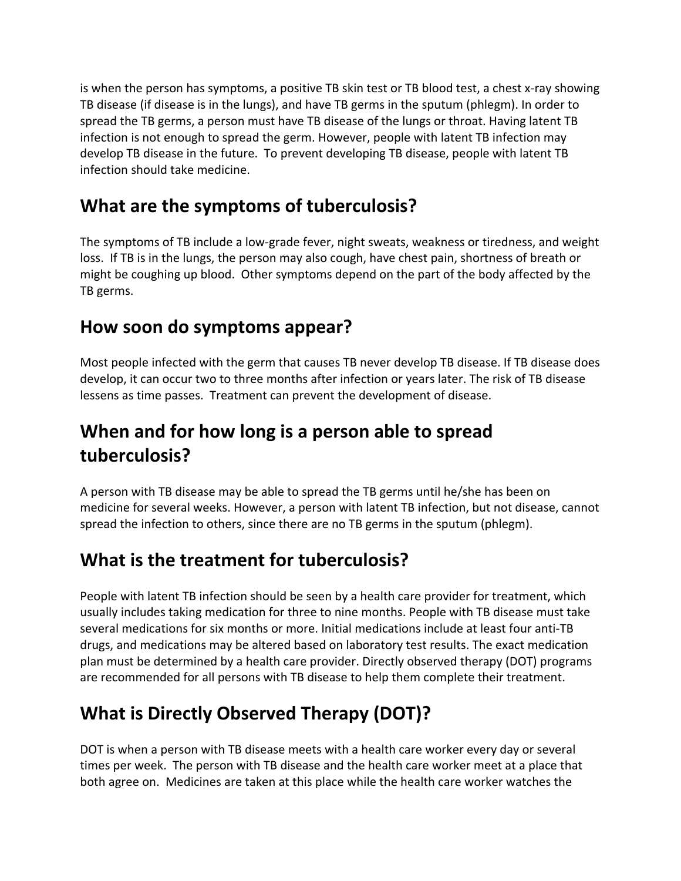is when the person has symptoms, a positive TB skin test or TB blood test, a chest x-ray showing TB disease (if disease is in the lungs), and have TB germs in the sputum (phlegm). In order to spread the TB germs, a person must have TB disease of the lungs or throat. Having latent TB infection is not enough to spread the germ. However, people with latent TB infection may develop TB disease in the future. To prevent developing TB disease, people with latent TB infection should take medicine.

## What are the symptoms of tuberculosis?

The symptoms of TB include a low-grade fever, night sweats, weakness or tiredness, and weight loss. If TB is in the lungs, the person may also cough, have chest pain, shortness of breath or might be coughing up blood. Other symptoms depend on the part of the body affected by the TB germs.

## How soon do symptoms appear?

Most people infected with the germ that causes TB never develop TB disease. If TB disease does develop, it can occur two to three months after infection or years later. The risk of TB disease lessens as time passes. Treatment can prevent the development of disease.

## When and for how long is a person able to spread tuberculosis?

A person with TB disease may be able to spread the TB germs until he/she has been on medicine for several weeks. However, a person with latent TB infection, but not disease, cannot spread the infection to others, since there are no TB germs in the sputum (phlegm).

## What is the treatment for tuberculosis?

People with latent TB infection should be seen by a health care provider for treatment, which usually includes taking medication for three to nine months. People with TB disease must take several medications for six months or more. Initial medications include at least four anti-TB drugs, and medications may be altered based on laboratory test results. The exact medication plan must be determined by a health care provider. Directly observed therapy (DOT) programs are recommended for all persons with TB disease to help them complete their treatment.

## What is Directly Observed Therapy (DOT)?

DOT is when a person with TB disease meets with a health care worker every day or several times per week. The person with TB disease and the health care worker meet at a place that both agree on. Medicines are taken at this place while the health care worker watches the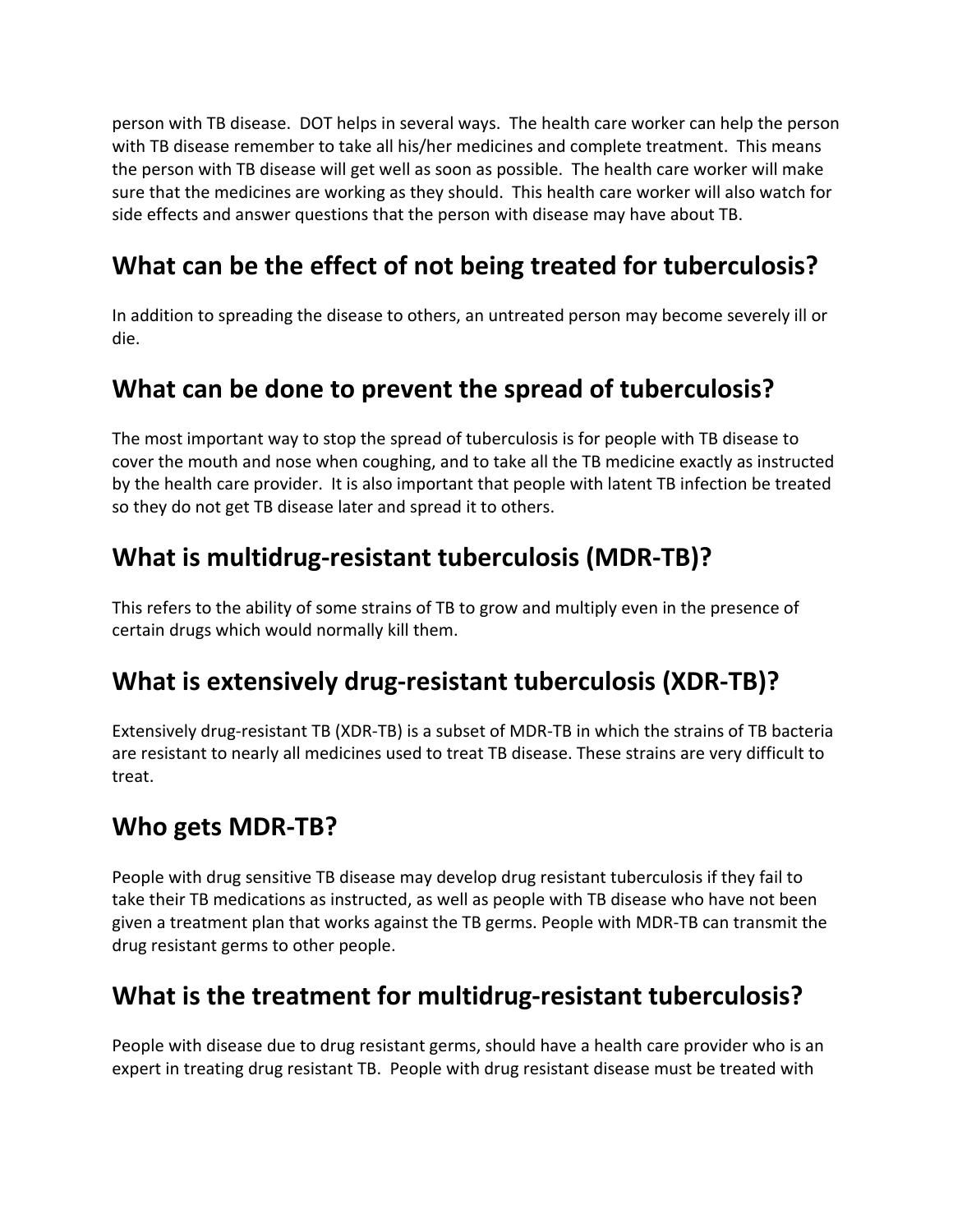person with TB disease. DOT helps in several ways. The health care worker can help the person with TB disease remember to take all his/her medicines and complete treatment. This means the person with TB disease will get well as soon as possible. The health care worker will make sure that the medicines are working as they should. This health care worker will also watch for side effects and answer questions that the person with disease may have about TB.

## What can be the effect of not being treated for tuberculosis?

In addition to spreading the disease to others, an untreated person may become severely ill or die.

## What can be done to prevent the spread of tuberculosis?

The most important way to stop the spread of tuberculosis is for people with TB disease to cover the mouth and nose when coughing, and to take all the TB medicine exactly as instructed by the health care provider. It is also important that people with latent TB infection be treated so they do not get TB disease later and spread it to others.

## What is multidrug-resistant tuberculosis (MDR-TB)?

This refers to the ability of some strains of TB to grow and multiply even in the presence of certain drugs which would normally kill them.

## What is extensively drug-resistant tuberculosis (XDR-TB)?

Extensively drug-resistant TB (XDR-TB) is a subset of MDR-TB in which the strains of TB bacteria are resistant to nearly all medicines used to treat TB disease. These strains are very difficult to treat.

## Who gets MDR-TB?

People with drug sensitive TB disease may develop drug resistant tuberculosis if they fail to take their TB medications as instructed, as well as people with TB disease who have not been given a treatment plan that works against the TB germs. People with MDR-TB can transmit the drug resistant germs to other people.

## What is the treatment for multidrug-resistant tuberculosis?

People with disease due to drug resistant germs, should have a health care provider who is an expert in treating drug resistant TB. People with drug resistant disease must be treated with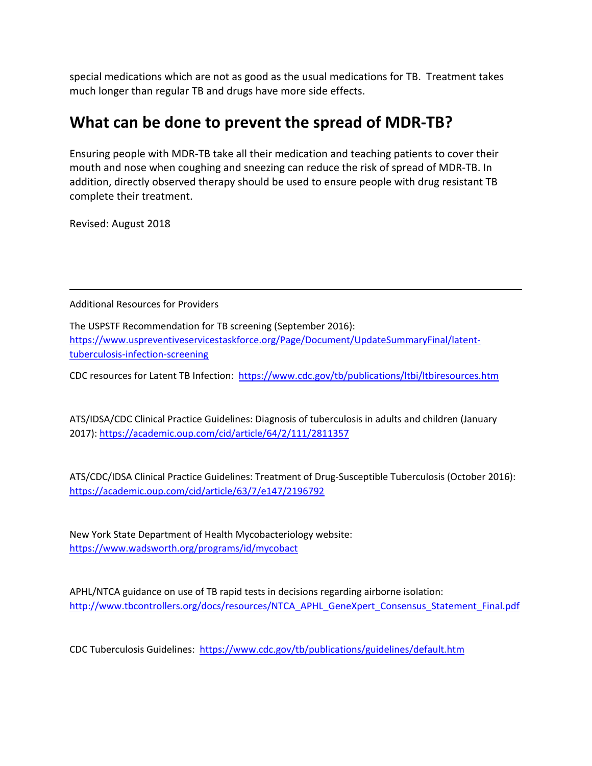special medications which are not as good as the usual medications for TB. Treatment takes much longer than regular TB and drugs have more side effects.

## What can be done to prevent the spread of MDR-TB?

Ensuring people with MDR-TB take all their medication and teaching patients to cover their mouth and nose when coughing and sneezing can reduce the risk of spread of MDR-TB. In addition, directly observed therapy should be used to ensure people with drug resistant TB complete their treatment.

Revised: August 2018

---

Additional Resources for Providers

The USPSTF Recommendation for TB screening (September 2016): https://www.uspreventiveservicestaskforce.org/Page/Document/UpdateSummaryFinal/latent-tuberculosis-infection-screening

CDC resources for Latent TB Infection: https://www.cdc.gov/tb/publications/ltbi/ltbiresources.htm

ATS/IDSA/CDC Clinical Practice Guidelines: Diagnosis of tuberculosis in adults and children (January 2017): https://academic.oup.com/cid/article/64/2/111/2811357

ATS/CDC/IDSA Clinical Practice Guidelines: Treatment of Drug-Susceptible Tuberculosis (October 2016): https://academic.oup.com/cid/article/63/7/e147/2196792

New York State Department of Health Mycobacteriology website: https://www.wadsworth.org/programs/id/mycobact

APHL/NTCA guidance on use of TB rapid tests in decisions regarding airborne isolation: http://www.tbcontrollers.org/docs/resources/NTCA_APHL_GeneXpert_Consensus_Statement_Final.pdf

CDC Tuberculosis Guidelines: https://www.cdc.gov/tb/publications/guidelines/default.htm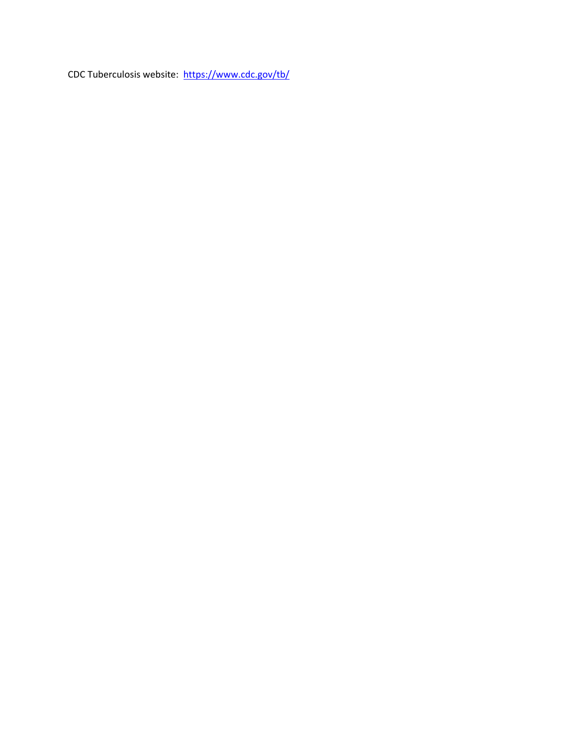CDC Tuberculosis website: [https://www.cdc.gov/tb/](https://www.cdc.gov/tb/)